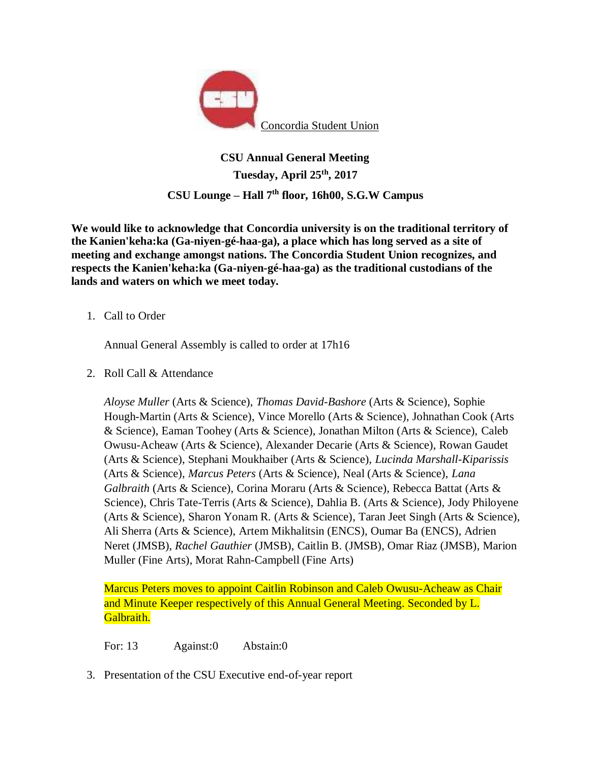Concordia Student Union

**CSU Annual General Meeting**
**Tuesday, April 25th, 2017**
**CSU Lounge – Hall 7th floor, 16h00, S.G.W Campus**

**We would like to acknowledge that Concordia university is on the traditional territory of the Kanien'keha:ka (Ga-niyen-gé-haa-ga), a place which has long served as a site of meeting and exchange amongst nations. The Concordia Student Union recognizes, and respects the Kanien'keha:ka (Ga-niyen-gé-haa-ga) as the traditional custodians of the lands and waters on which we meet today.**

1. Call to Order

   Annual General Assembly is called to order at 17h16

2. Roll Call & Attendance

   *Aloyse Muller* (Arts & Science), *Thomas David-Bashore* (Arts & Science), Sophie Hough-Martin (Arts & Science), Vince Morello (Arts & Science), Johnathan Cook (Arts & Science), Eaman Toohey (Arts & Science), Jonathan Milton (Arts & Science), Caleb Owusu-Acheaw (Arts & Science), Alexander Decarie (Arts & Science), Rowan Gaudet (Arts & Science), Stephani Moukhaiber (Arts & Science), *Lucinda Marshall-Kiparissis* (Arts & Science), *Marcus Peters* (Arts & Science), Neal (Arts & Science), *Lana Galbraith* (Arts & Science), Corina Moraru (Arts & Science), Rebecca Battat (Arts & Science), Chris Tate-Terris (Arts & Science), Dahlia B. (Arts & Science), Jody Philoyene (Arts & Science), Sharon Yonam R. (Arts & Science), Taran Jeet Singh (Arts & Science), Ali Sherra (Arts & Science), Artem Mikhalitsin (ENCS), Oumar Ba (ENCS), Adrien Neret (JMSB), *Rachel Gauthier* (JMSB), Caitlin B. (JMSB), Omar Riaz (JMSB), Marion Muller (Fine Arts), Morat Rahn-Campbell (Fine Arts)

   Marcus Peters moves to appoint Caitlin Robinson and Caleb Owusu-Acheaw as Chair and Minute Keeper respectively of this Annual General Meeting. Seconded by L. Galbraith.

   For: 13 Against:0 Abstain:0

3. Presentation of the CSU Executive end-of-year report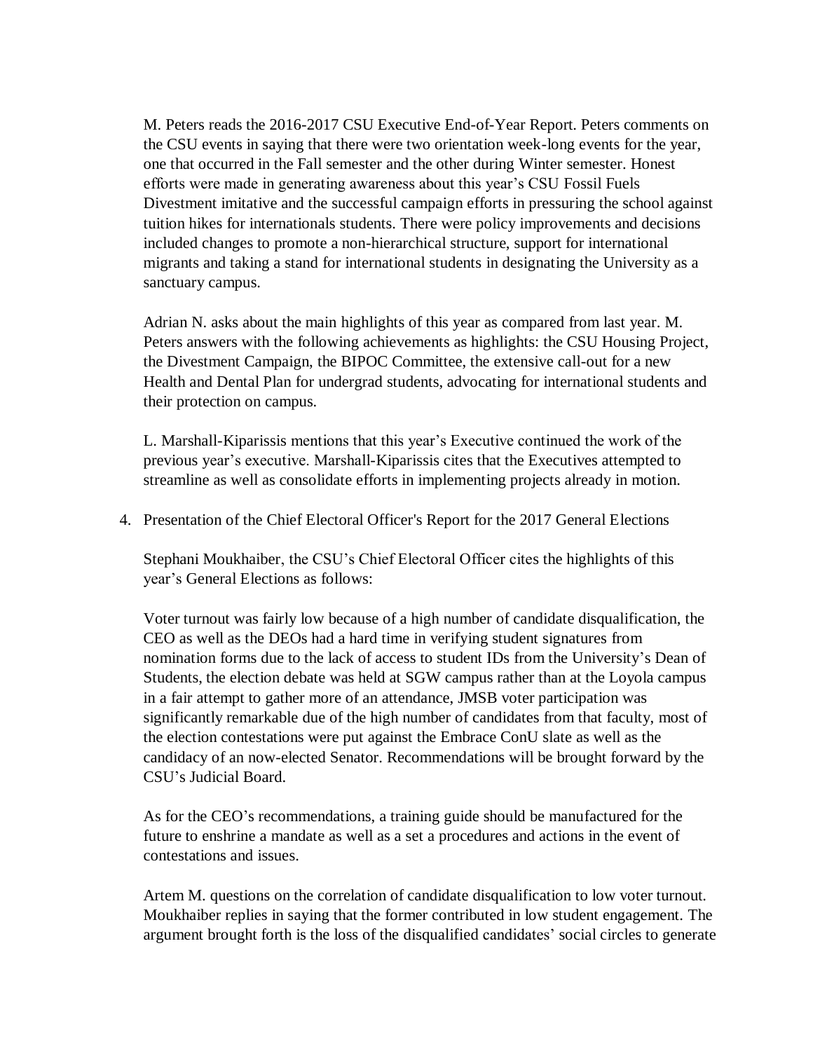M. Peters reads the 2016-2017 CSU Executive End-of-Year Report. Peters comments on the CSU events in saying that there were two orientation week-long events for the year, one that occurred in the Fall semester and the other during Winter semester. Honest efforts were made in generating awareness about this year's CSU Fossil Fuels Divestment imitative and the successful campaign efforts in pressuring the school against tuition hikes for internationals students. There were policy improvements and decisions included changes to promote a non-hierarchical structure, support for international migrants and taking a stand for international students in designating the University as a sanctuary campus.

Adrian N. asks about the main highlights of this year as compared from last year. M. Peters answers with the following achievements as highlights: the CSU Housing Project, the Divestment Campaign, the BIPOC Committee, the extensive call-out for a new Health and Dental Plan for undergrad students, advocating for international students and their protection on campus.

L. Marshall-Kiparissis mentions that this year's Executive continued the work of the previous year's executive. Marshall-Kiparissis cites that the Executives attempted to streamline as well as consolidate efforts in implementing projects already in motion.

4. Presentation of the Chief Electoral Officer's Report for the 2017 General Elections

Stephani Moukhaiber, the CSU's Chief Electoral Officer cites the highlights of this year's General Elections as follows:

Voter turnout was fairly low because of a high number of candidate disqualification, the CEO as well as the DEOs had a hard time in verifying student signatures from nomination forms due to the lack of access to student IDs from the University's Dean of Students, the election debate was held at SGW campus rather than at the Loyola campus in a fair attempt to gather more of an attendance, JMSB voter participation was significantly remarkable due of the high number of candidates from that faculty, most of the election contestations were put against the Embrace ConU slate as well as the candidacy of an now-elected Senator. Recommendations will be brought forward by the CSU's Judicial Board.

As for the CEO's recommendations, a training guide should be manufactured for the future to enshrine a mandate as well as a set a procedures and actions in the event of contestations and issues.

Artem M. questions on the correlation of candidate disqualification to low voter turnout. Moukhaiber replies in saying that the former contributed in low student engagement. The argument brought forth is the loss of the disqualified candidates' social circles to generate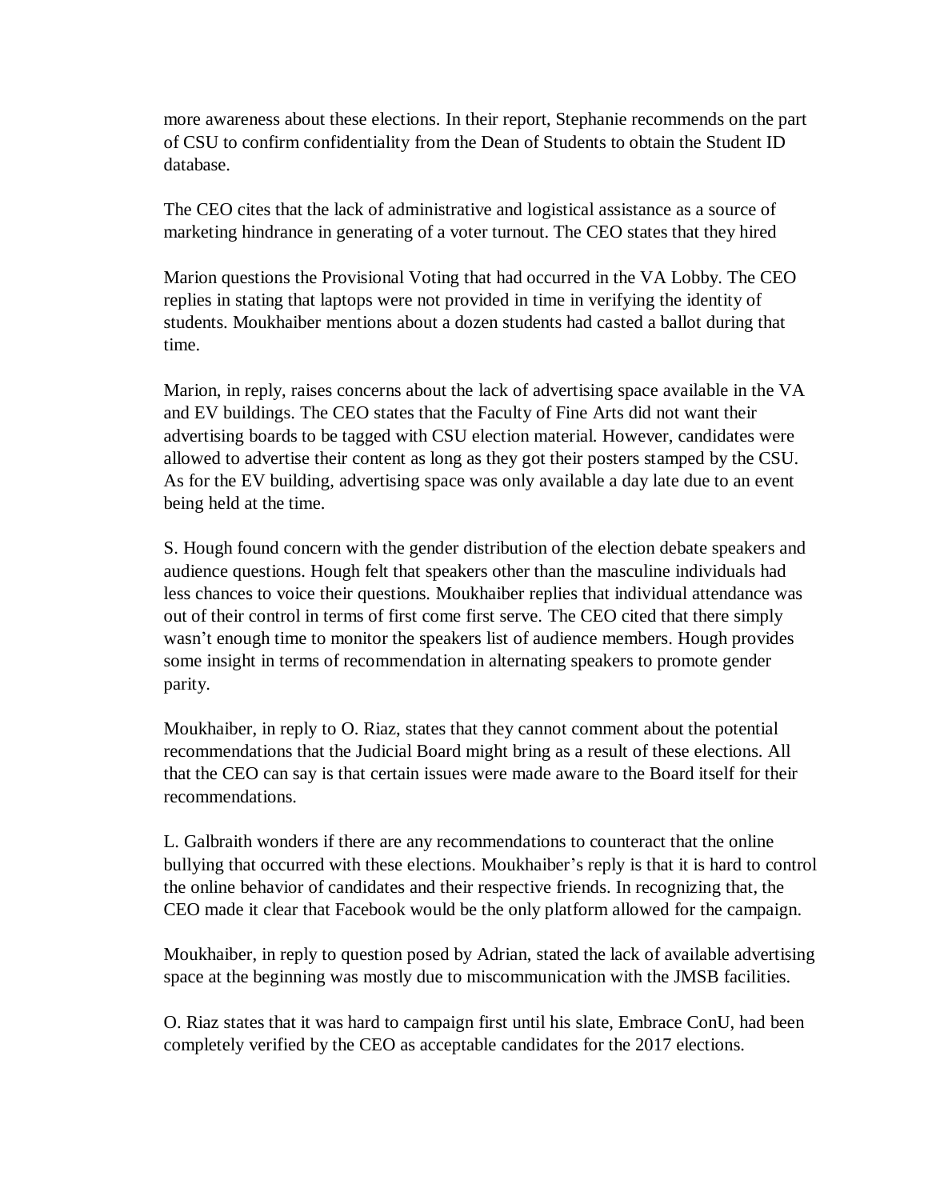more awareness about these elections. In their report, Stephanie recommends on the part of CSU to confirm confidentiality from the Dean of Students to obtain the Student ID database.

The CEO cites that the lack of administrative and logistical assistance as a source of marketing hindrance in generating of a voter turnout. The CEO states that they hired

Marion questions the Provisional Voting that had occurred in the VA Lobby. The CEO replies in stating that laptops were not provided in time in verifying the identity of students. Moukhaiber mentions about a dozen students had casted a ballot during that time.

Marion, in reply, raises concerns about the lack of advertising space available in the VA and EV buildings. The CEO states that the Faculty of Fine Arts did not want their advertising boards to be tagged with CSU election material. However, candidates were allowed to advertise their content as long as they got their posters stamped by the CSU. As for the EV building, advertising space was only available a day late due to an event being held at the time.

S. Hough found concern with the gender distribution of the election debate speakers and audience questions. Hough felt that speakers other than the masculine individuals had less chances to voice their questions. Moukhaiber replies that individual attendance was out of their control in terms of first come first serve. The CEO cited that there simply wasn't enough time to monitor the speakers list of audience members. Hough provides some insight in terms of recommendation in alternating speakers to promote gender parity.

Moukhaiber, in reply to O. Riaz, states that they cannot comment about the potential recommendations that the Judicial Board might bring as a result of these elections. All that the CEO can say is that certain issues were made aware to the Board itself for their recommendations.

L. Galbraith wonders if there are any recommendations to counteract that the online bullying that occurred with these elections. Moukhaiber's reply is that it is hard to control the online behavior of candidates and their respective friends. In recognizing that, the CEO made it clear that Facebook would be the only platform allowed for the campaign.

Moukhaiber, in reply to question posed by Adrian, stated the lack of available advertising space at the beginning was mostly due to miscommunication with the JMSB facilities.

O. Riaz states that it was hard to campaign first until his slate, Embrace ConU, had been completely verified by the CEO as acceptable candidates for the 2017 elections.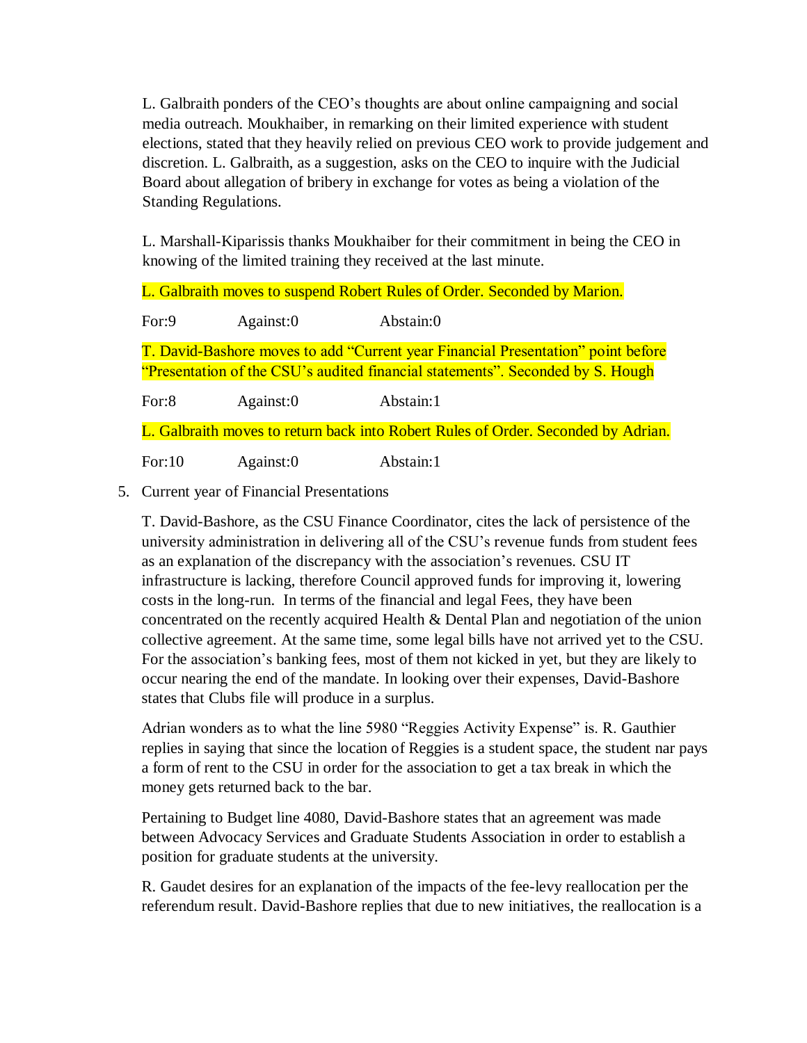L. Galbraith ponders of the CEO's thoughts are about online campaigning and social media outreach. Moukhaiber, in remarking on their limited experience with student elections, stated that they heavily relied on previous CEO work to provide judgement and discretion. L. Galbraith, as a suggestion, asks on the CEO to inquire with the Judicial Board about allegation of bribery in exchange for votes as being a violation of the Standing Regulations.

L. Marshall-Kiparissis thanks Moukhaiber for their commitment in being the CEO in knowing of the limited training they received at the last minute.

L. Galbraith moves to suspend Robert Rules of Order. Seconded by Marion.

For:9 Against:0 Abstain:0

T. David-Bashore moves to add "Current year Financial Presentation" point before "Presentation of the CSU's audited financial statements". Seconded by S. Hough

For:8 Against:0 Abstain:1

L. Galbraith moves to return back into Robert Rules of Order. Seconded by Adrian.

For:10 Against:0 Abstain:1

5. Current year of Financial Presentations

T. David-Bashore, as the CSU Finance Coordinator, cites the lack of persistence of the university administration in delivering all of the CSU's revenue funds from student fees as an explanation of the discrepancy with the association's revenues. CSU IT infrastructure is lacking, therefore Council approved funds for improving it, lowering costs in the long-run. In terms of the financial and legal Fees, they have been concentrated on the recently acquired Health & Dental Plan and negotiation of the union collective agreement. At the same time, some legal bills have not arrived yet to the CSU. For the association's banking fees, most of them not kicked in yet, but they are likely to occur nearing the end of the mandate. In looking over their expenses, David-Bashore states that Clubs file will produce in a surplus.

Adrian wonders as to what the line 5980 "Reggies Activity Expense" is. R. Gauthier replies in saying that since the location of Reggies is a student space, the student nar pays a form of rent to the CSU in order for the association to get a tax break in which the money gets returned back to the bar.

Pertaining to Budget line 4080, David-Bashore states that an agreement was made between Advocacy Services and Graduate Students Association in order to establish a position for graduate students at the university.

R. Gaudet desires for an explanation of the impacts of the fee-levy reallocation per the referendum result. David-Bashore replies that due to new initiatives, the reallocation is a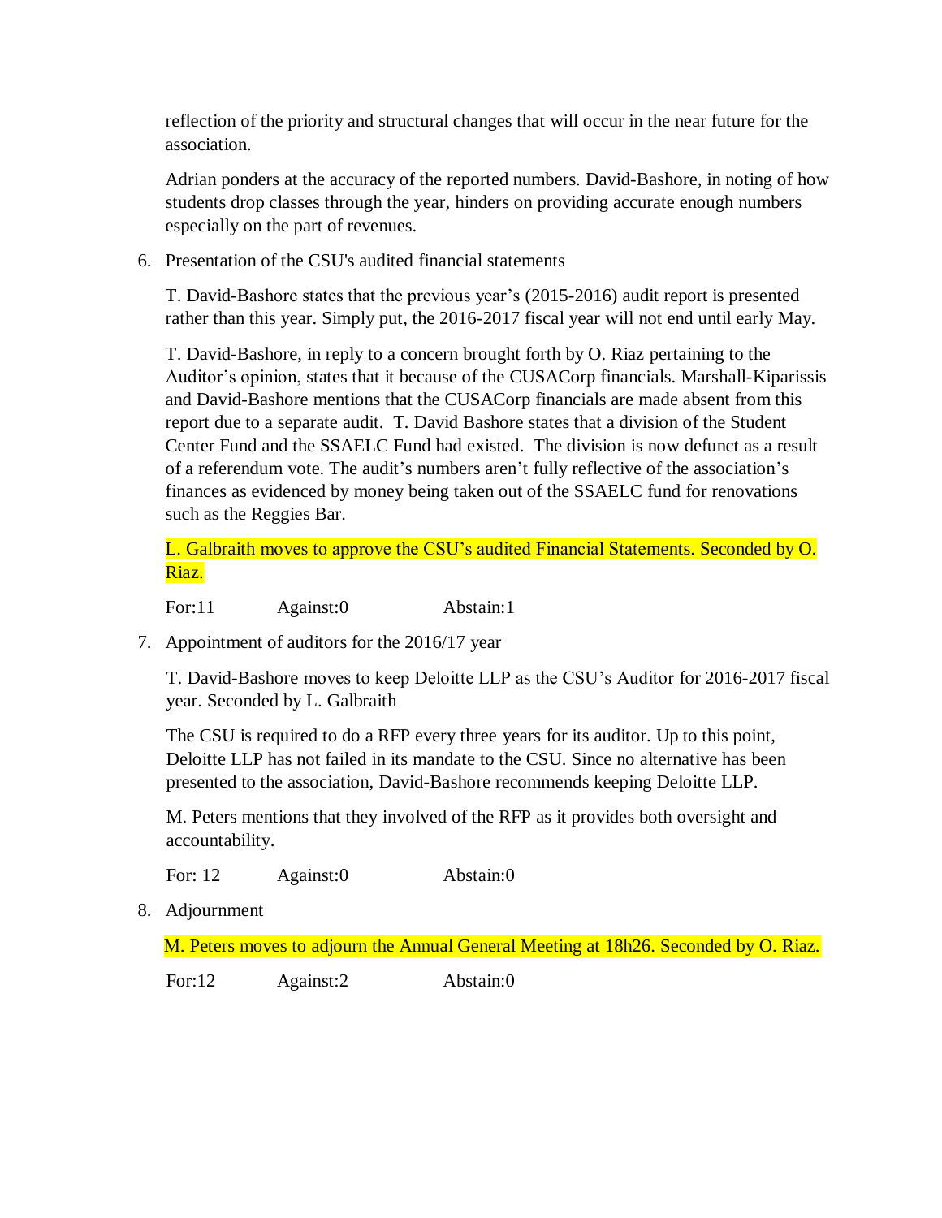reflection of the priority and structural changes that will occur in the near future for the association.

Adrian ponders at the accuracy of the reported numbers. David-Bashore, in noting of how students drop classes through the year, hinders on providing accurate enough numbers especially on the part of revenues.

6. Presentation of the CSU's audited financial statements

   T. David-Bashore states that the previous year's (2015-2016) audit report is presented rather than this year. Simply put, the 2016-2017 fiscal year will not end until early May.

   T. David-Bashore, in reply to a concern brought forth by O. Riaz pertaining to the Auditor's opinion, states that it because of the CUSACorp financials. Marshall-Kiparissis and David-Bashore mentions that the CUSACorp financials are made absent from this report due to a separate audit. T. David Bashore states that a division of the Student Center Fund and the SSAELC Fund had existed. The division is now defunct as a result of a referendum vote. The audit's numbers aren't fully reflective of the association's finances as evidenced by money being taken out of the SSAELC fund for renovations such as the Reggies Bar.

   L. Galbraith moves to approve the CSU's audited Financial Statements. Seconded by O. Riaz.

   For:11 Against:0 Abstain:1

7. Appointment of auditors for the 2016/17 year

   T. David-Bashore moves to keep Deloitte LLP as the CSU's Auditor for 2016-2017 fiscal year. Seconded by L. Galbraith

   The CSU is required to do a RFP every three years for its auditor. Up to this point, Deloitte LLP has not failed in its mandate to the CSU. Since no alternative has been presented to the association, David-Bashore recommends keeping Deloitte LLP.

   M. Peters mentions that they involved of the RFP as it provides both oversight and accountability.

   For: 12 Against:0 Abstain:0

8. Adjournment

   M. Peters moves to adjourn the Annual General Meeting at 18h26. Seconded by O. Riaz.

   For:12 Against:2 Abstain:0